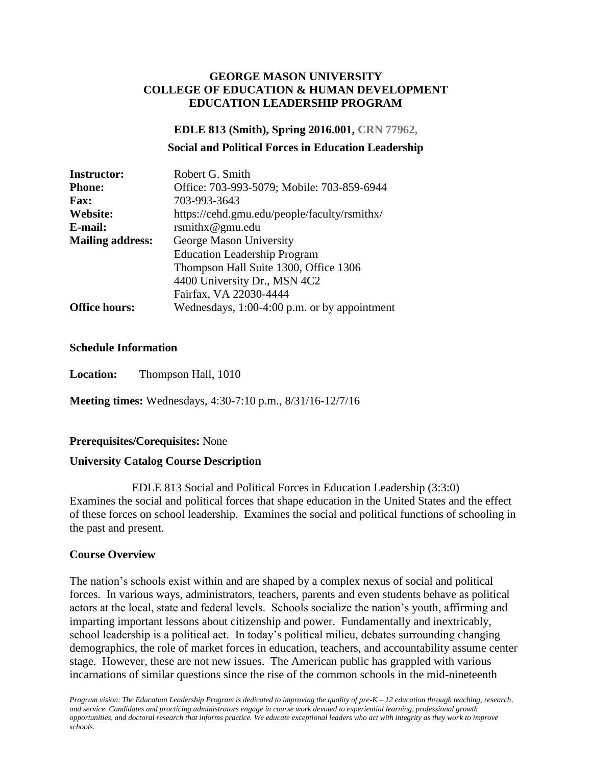# GEORGE MASON UNIVERSITY
# COLLEGE OF EDUCATION & HUMAN DEVELOPMENT
# EDUCATION LEADERSHIP PROGRAM

## EDLE 813 (Smith), Spring 2016.001, CRN 77962,

## Social and Political Forces in Education Leadership

| | |
|---|---|
| **Instructor:** | Robert G. Smith |
| **Phone:** | Office: 703-993-5079; Mobile: 703-859-6944 |
| **Fax:** | 703-993-3643 |
| **Website:** | https://cehd.gmu.edu/people/faculty/rsmithx/ |
| **E-mail:** | rsmithx@gmu.edu |
| **Mailing address:** | George Mason University<br>Education Leadership Program<br>Thompson Hall Suite 1300, Office 1306<br>4400 University Dr., MSN 4C2<br>Fairfax, VA 22030-4444 |
| **Office hours:** | Wednesdays, 1:00-4:00 p.m. or by appointment |

### Schedule Information

**Location:** Thompson Hall, 1010

**Meeting times:** Wednesdays, 4:30-7:10 p.m., 8/31/16-12/7/16

**Prerequisites/Corequisites:** None

### University Catalog Course Description

EDLE 813 Social and Political Forces in Education Leadership (3:3:0)
Examines the social and political forces that shape education in the United States and the effect of these forces on school leadership. Examines the social and political functions of schooling in the past and present.

### Course Overview

The nation's schools exist within and are shaped by a complex nexus of social and political forces. In various ways, administrators, teachers, parents and even students behave as political actors at the local, state and federal levels. Schools socialize the nation's youth, affirming and imparting important lessons about citizenship and power. Fundamentally and inextricably, school leadership is a political act. In today's political milieu, debates surrounding changing demographics, the role of market forces in education, teachers, and accountability assume center stage. However, these are not new issues. The American public has grappled with various incarnations of similar questions since the rise of the common schools in the mid-nineteenth

*Program vision: The Education Leadership Program is dedicated to improving the quality of pre-K – 12 education through teaching, research, and service. Candidates and practicing administrators engage in course work devoted to experiential learning, professional growth opportunities, and doctoral research that informs practice. We educate exceptional leaders who act with integrity as they work to improve schools.*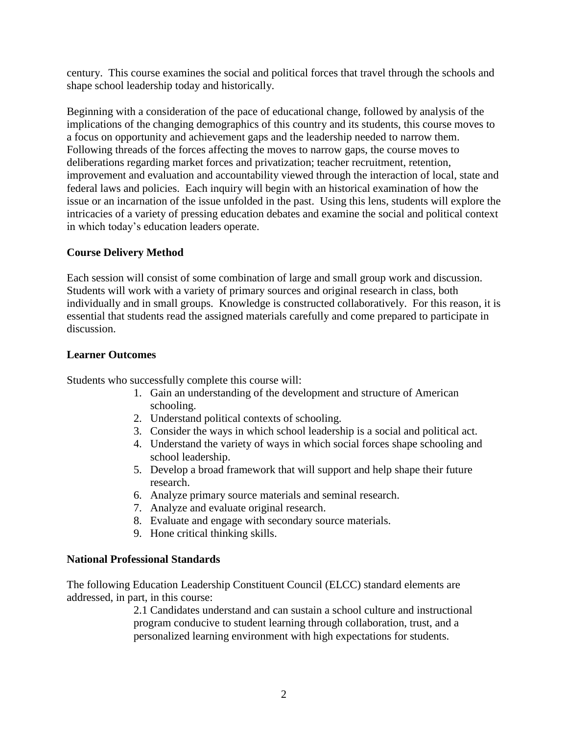century. This course examines the social and political forces that travel through the schools and shape school leadership today and historically.

Beginning with a consideration of the pace of educational change, followed by analysis of the implications of the changing demographics of this country and its students, this course moves to a focus on opportunity and achievement gaps and the leadership needed to narrow them. Following threads of the forces affecting the moves to narrow gaps, the course moves to deliberations regarding market forces and privatization; teacher recruitment, retention, improvement and evaluation and accountability viewed through the interaction of local, state and federal laws and policies. Each inquiry will begin with an historical examination of how the issue or an incarnation of the issue unfolded in the past. Using this lens, students will explore the intricacies of a variety of pressing education debates and examine the social and political context in which today's education leaders operate.

**Course Delivery Method**

Each session will consist of some combination of large and small group work and discussion. Students will work with a variety of primary sources and original research in class, both individually and in small groups. Knowledge is constructed collaboratively. For this reason, it is essential that students read the assigned materials carefully and come prepared to participate in discussion.

**Learner Outcomes**

Students who successfully complete this course will:

1. Gain an understanding of the development and structure of American schooling.
2. Understand political contexts of schooling.
3. Consider the ways in which school leadership is a social and political act.
4. Understand the variety of ways in which social forces shape schooling and school leadership.
5. Develop a broad framework that will support and help shape their future research.
6. Analyze primary source materials and seminal research.
7. Analyze and evaluate original research.
8. Evaluate and engage with secondary source materials.
9. Hone critical thinking skills.

**National Professional Standards**

The following Education Leadership Constituent Council (ELCC) standard elements are addressed, in part, in this course:

2.1 Candidates understand and can sustain a school culture and instructional program conducive to student learning through collaboration, trust, and a personalized learning environment with high expectations for students.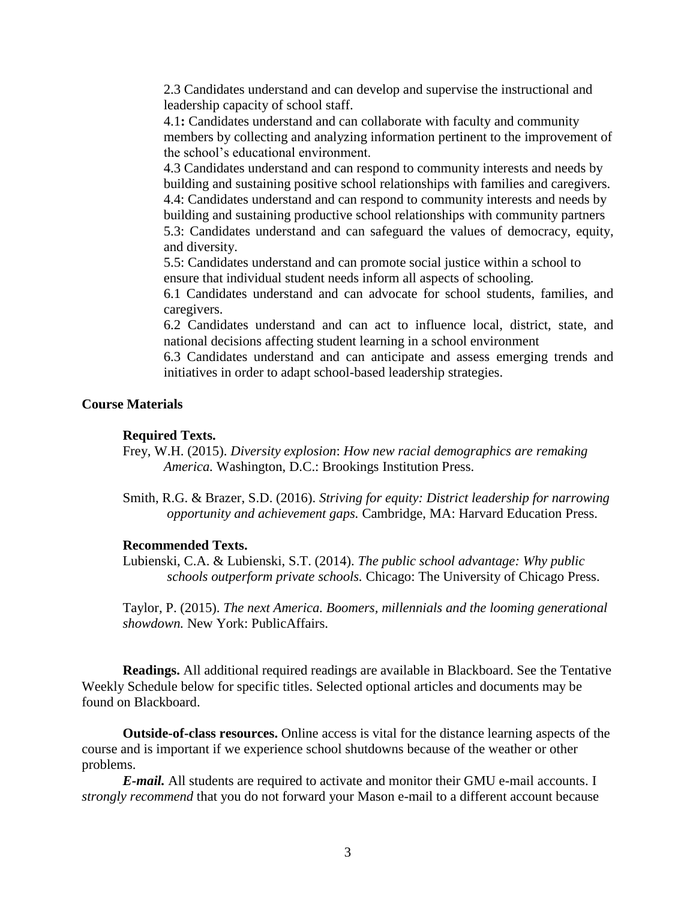2.3 Candidates understand and can develop and supervise the instructional and leadership capacity of school staff.

4.1**:** Candidates understand and can collaborate with faculty and community members by collecting and analyzing information pertinent to the improvement of the school's educational environment.

4.3 Candidates understand and can respond to community interests and needs by building and sustaining positive school relationships with families and caregivers.

4.4: Candidates understand and can respond to community interests and needs by building and sustaining productive school relationships with community partners

5.3: Candidates understand and can safeguard the values of democracy, equity, and diversity.

5.5: Candidates understand and can promote social justice within a school to ensure that individual student needs inform all aspects of schooling.

6.1 Candidates understand and can advocate for school students, families, and caregivers.

6.2 Candidates understand and can act to influence local, district, state, and national decisions affecting student learning in a school environment

6.3 Candidates understand and can anticipate and assess emerging trends and initiatives in order to adapt school-based leadership strategies.

## Course Materials

### Required Texts.

Frey, W.H. (2015). *Diversity explosion*: *How new racial demographics are remaking America.* Washington, D.C.: Brookings Institution Press.

Smith, R.G. & Brazer, S.D. (2016). *Striving for equity: District leadership for narrowing opportunity and achievement gaps.* Cambridge, MA: Harvard Education Press.

### Recommended Texts.

Lubienski, C.A. & Lubienski, S.T. (2014). *The public school advantage: Why public schools outperform private schools.* Chicago: The University of Chicago Press.

Taylor, P. (2015). *The next America. Boomers, millennials and the looming generational showdown.* New York: PublicAffairs.

**Readings.** All additional required readings are available in Blackboard. See the Tentative Weekly Schedule below for specific titles. Selected optional articles and documents may be found on Blackboard.

**Outside-of-class resources.** Online access is vital for the distance learning aspects of the course and is important if we experience school shutdowns because of the weather or other problems.

***E-mail.*** All students are required to activate and monitor their GMU e-mail accounts. I *strongly recommend* that you do not forward your Mason e-mail to a different account because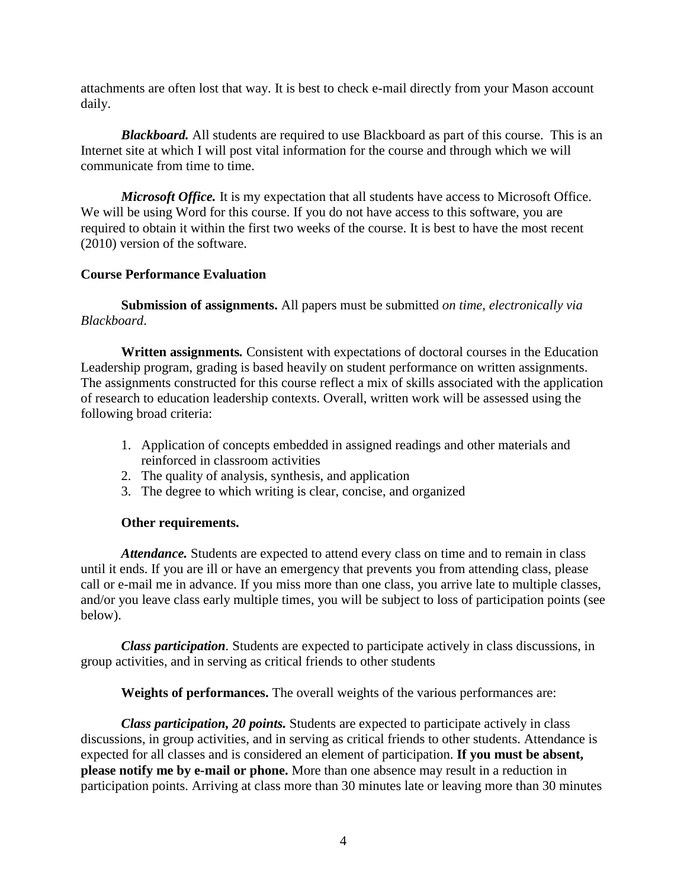attachments are often lost that way. It is best to check e-mail directly from your Mason account daily.

***Blackboard.*** All students are required to use Blackboard as part of this course. This is an Internet site at which I will post vital information for the course and through which we will communicate from time to time.

***Microsoft Office.*** It is my expectation that all students have access to Microsoft Office. We will be using Word for this course. If you do not have access to this software, you are required to obtain it within the first two weeks of the course. It is best to have the most recent (2010) version of the software.

**Course Performance Evaluation**

**Submission of assignments.** All papers must be submitted *on time, electronically via Blackboard*.

**Written assignments.** Consistent with expectations of doctoral courses in the Education Leadership program, grading is based heavily on student performance on written assignments. The assignments constructed for this course reflect a mix of skills associated with the application of research to education leadership contexts. Overall, written work will be assessed using the following broad criteria:

1. Application of concepts embedded in assigned readings and other materials and reinforced in classroom activities
2. The quality of analysis, synthesis, and application
3. The degree to which writing is clear, concise, and organized

**Other requirements.**

***Attendance.*** Students are expected to attend every class on time and to remain in class until it ends. If you are ill or have an emergency that prevents you from attending class, please call or e-mail me in advance. If you miss more than one class, you arrive late to multiple classes, and/or you leave class early multiple times, you will be subject to loss of participation points (see below).

***Class participation***. Students are expected to participate actively in class discussions, in group activities, and in serving as critical friends to other students

**Weights of performances.** The overall weights of the various performances are:

***Class participation, 20 points.*** Students are expected to participate actively in class discussions, in group activities, and in serving as critical friends to other students. Attendance is expected for all classes and is considered an element of participation. **If you must be absent, please notify me by e-mail or phone.** More than one absence may result in a reduction in participation points. Arriving at class more than 30 minutes late or leaving more than 30 minutes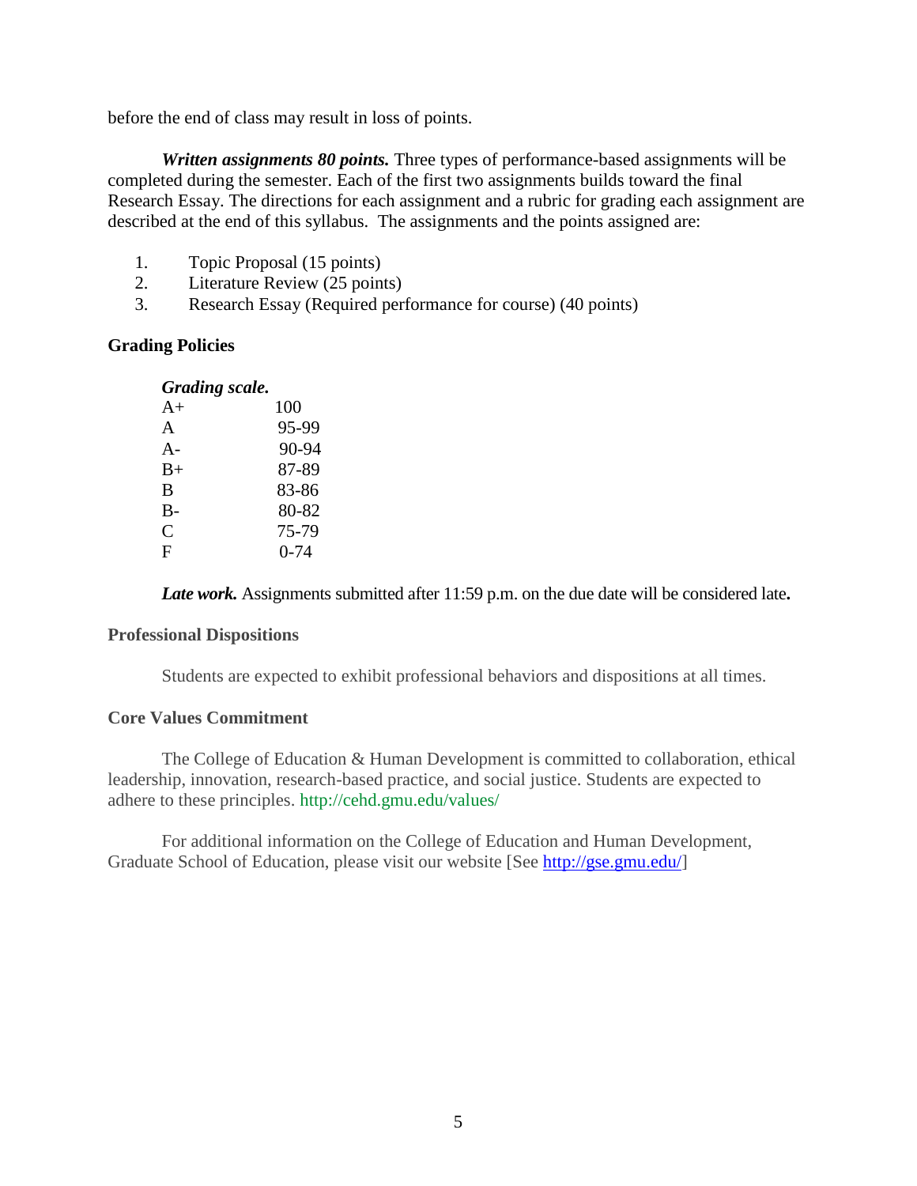before the end of class may result in loss of points.

***Written assignments 80 points.*** Three types of performance-based assignments will be completed during the semester. Each of the first two assignments builds toward the final Research Essay. The directions for each assignment and a rubric for grading each assignment are described at the end of this syllabus. The assignments and the points assigned are:

1. Topic Proposal (15 points)
2. Literature Review (25 points)
3. Research Essay (Required performance for course) (40 points)

### Grading Policies

***Grading scale.***

| | |
|---|---|
| A+ | 100 |
| A | 95-99 |
| A- | 90-94 |
| B+ | 87-89 |
| B | 83-86 |
| B- | 80-82 |
| C | 75-79 |
| F | 0-74 |

***Late work.*** Assignments submitted after 11:59 p.m. on the due date will be considered late**.**

### Professional Dispositions

Students are expected to exhibit professional behaviors and dispositions at all times.

### Core Values Commitment

The College of Education & Human Development is committed to collaboration, ethical leadership, innovation, research-based practice, and social justice. Students are expected to adhere to these principles. http://cehd.gmu.edu/values/

For additional information on the College of Education and Human Development, Graduate School of Education, please visit our website [See http://gse.gmu.edu/]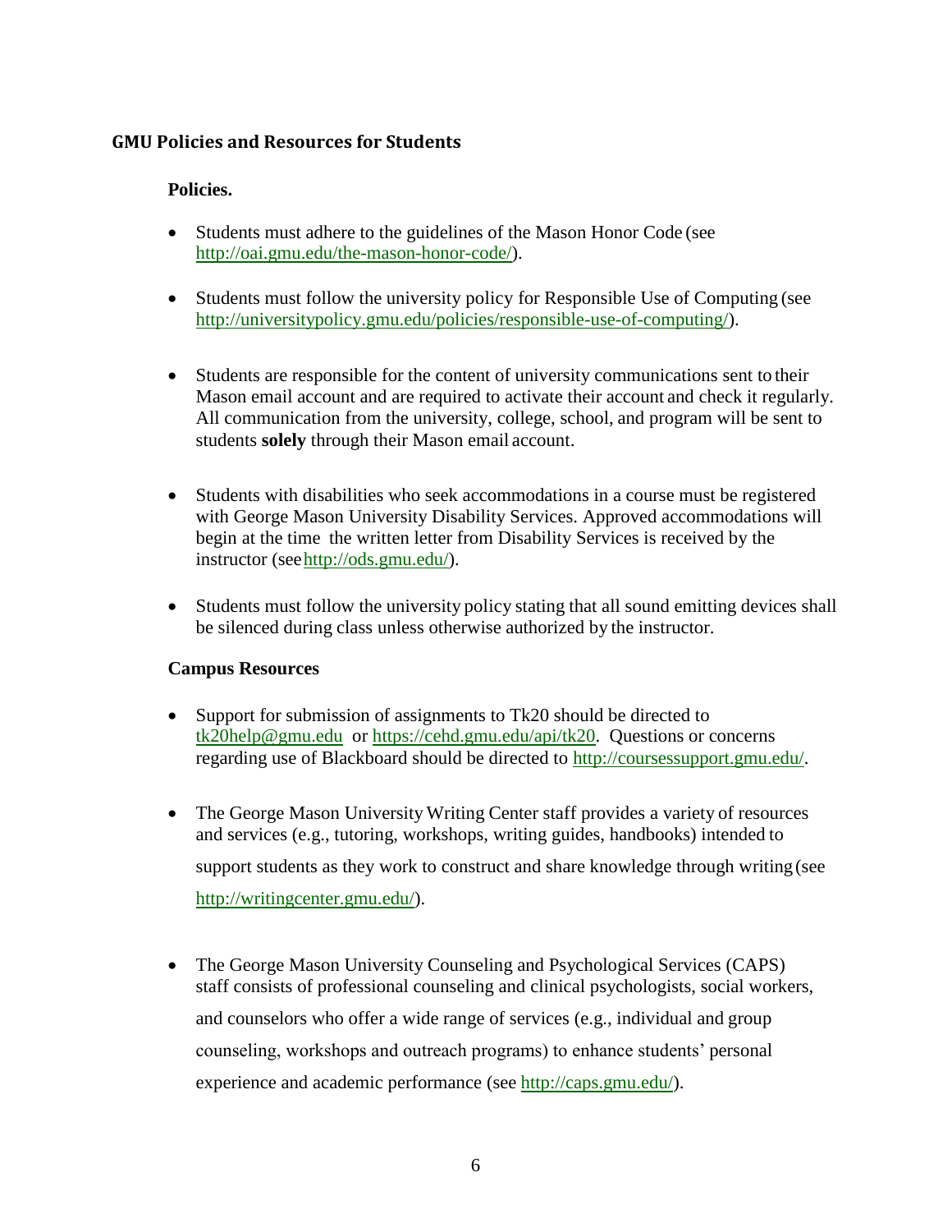## GMU Policies and Resources for Students

### Policies.

- Students must adhere to the guidelines of the Mason Honor Code (see http://oai.gmu.edu/the-mason-honor-code/).
- Students must follow the university policy for Responsible Use of Computing (see http://universitypolicy.gmu.edu/policies/responsible-use-of-computing/).
- Students are responsible for the content of university communications sent to their Mason email account and are required to activate their account and check it regularly. All communication from the university, college, school, and program will be sent to students **solely** through their Mason email account.
- Students with disabilities who seek accommodations in a course must be registered with George Mason University Disability Services. Approved accommodations will begin at the time the written letter from Disability Services is received by the instructor (see http://ods.gmu.edu/).
- Students must follow the university policy stating that all sound emitting devices shall be silenced during class unless otherwise authorized by the instructor.

### Campus Resources

- Support for submission of assignments to Tk20 should be directed to tk20help@gmu.edu or https://cehd.gmu.edu/api/tk20. Questions or concerns regarding use of Blackboard should be directed to http://coursessupport.gmu.edu/.
- The George Mason University Writing Center staff provides a variety of resources and services (e.g., tutoring, workshops, writing guides, handbooks) intended to support students as they work to construct and share knowledge through writing (see http://writingcenter.gmu.edu/).
- The George Mason University Counseling and Psychological Services (CAPS) staff consists of professional counseling and clinical psychologists, social workers, and counselors who offer a wide range of services (e.g., individual and group counseling, workshops and outreach programs) to enhance students' personal experience and academic performance (see http://caps.gmu.edu/).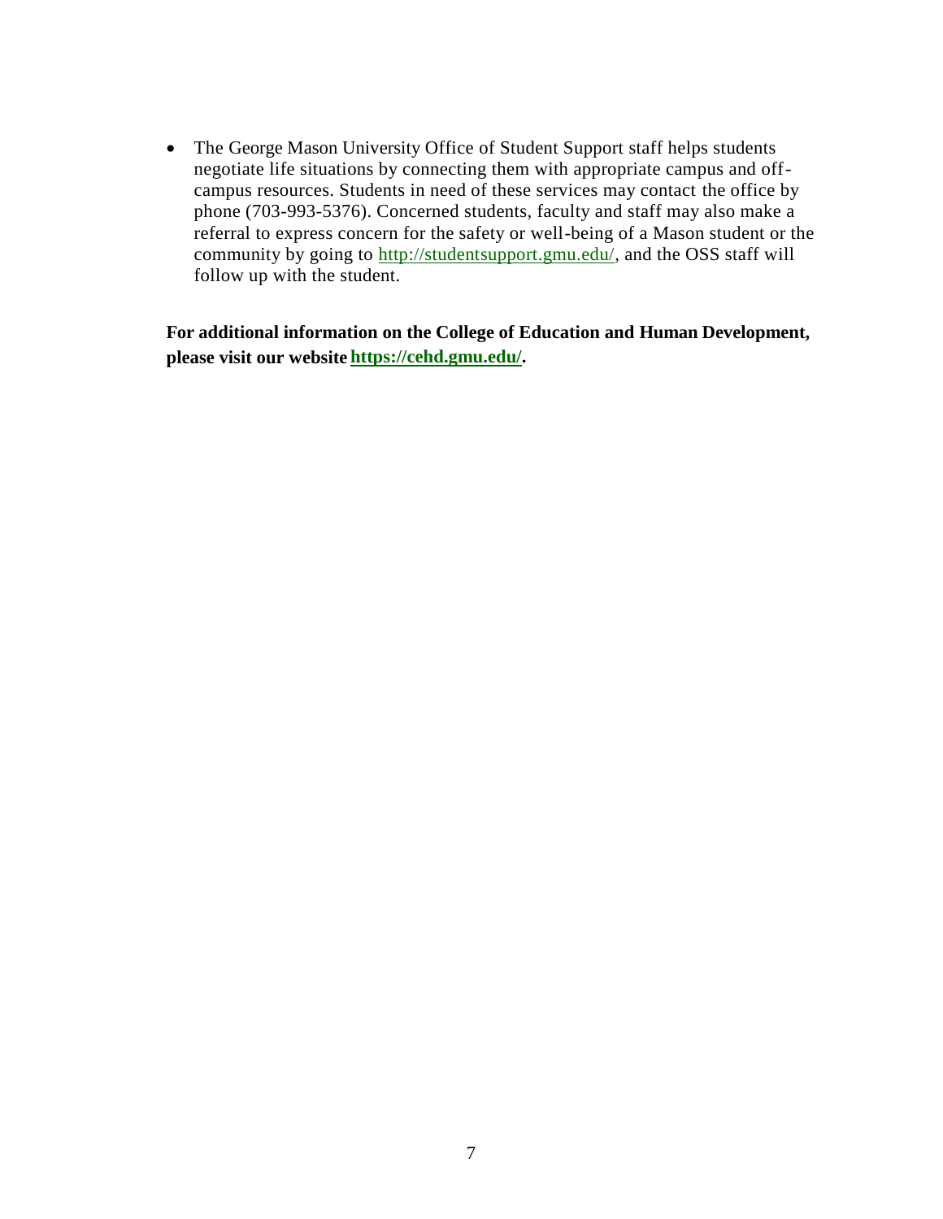- The George Mason University Office of Student Support staff helps students negotiate life situations by connecting them with appropriate campus and off-campus resources. Students in need of these services may contact the office by phone (703-993-5376). Concerned students, faculty and staff may also make a referral to express concern for the safety or well-being of a Mason student or the community by going to http://studentsupport.gmu.edu/, and the OSS staff will follow up with the student.

**For additional information on the College of Education and Human Development, please visit our website https://cehd.gmu.edu/.**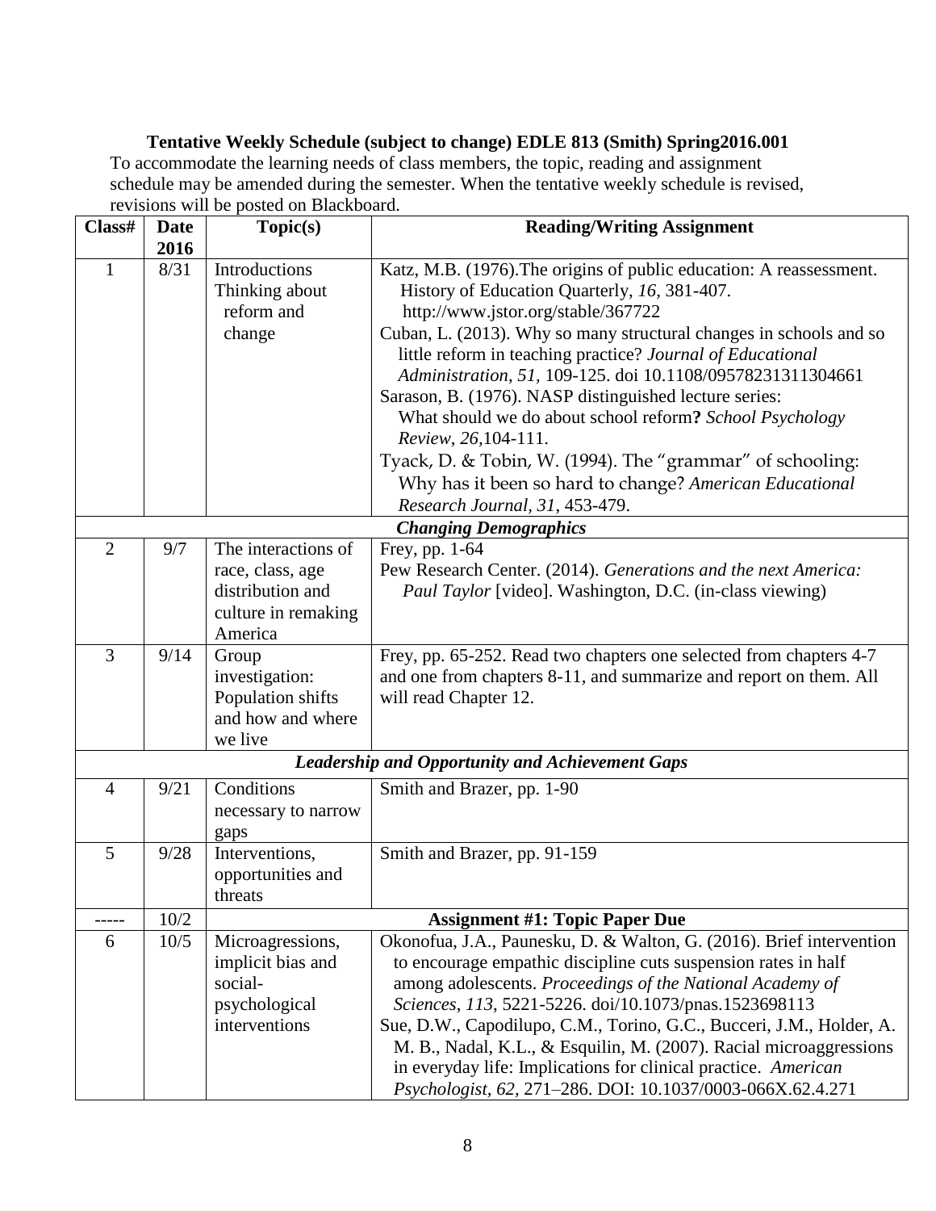**Tentative Weekly Schedule (subject to change) EDLE 813 (Smith) Spring2016.001**

To accommodate the learning needs of class members, the topic, reading and assignment schedule may be amended during the semester. When the tentative weekly schedule is revised, revisions will be posted on Blackboard.

| Class# | Date 2016 | Topic(s) | Reading/Writing Assignment |
|---|---|---|---|
| 1 | 8/31 | Introductions<br>Thinking about reform and change | Katz, M.B. (1976).The origins of public education: A reassessment. History of Education Quarterly, *16*, 381-407. http://www.jstor.org/stable/367722<br>Cuban, L. (2013). Why so many structural changes in schools and so little reform in teaching practice? *Journal of Educational Administration*, *51,* 109-125. doi 10.1108/09578231311304661<br>Sarason, B. (1976). NASP distinguished lecture series: What should we do about school reform**?** *School Psychology Review*, *26*,104-111.<br>Tyack, D. & Tobin, W. (1994). The "grammar" of schooling: Why has it been so hard to change? *American Educational Research Journal*, *31*, 453-479. |
| | | ***Changing Demographics*** | |
| 2 | 9/7 | The interactions of race, class, age distribution and culture in remaking America | Frey, pp. 1-64<br>Pew Research Center. (2014). *Generations and the next America: Paul Taylor* [video]. Washington, D.C. (in-class viewing) |
| 3 | 9/14 | Group investigation: Population shifts and how and where we live | Frey, pp. 65-252. Read two chapters one selected from chapters 4-7 and one from chapters 8-11, and summarize and report on them. All will read Chapter 12. |
| | | ***Leadership and Opportunity and Achievement Gaps*** | |
| 4 | 9/21 | Conditions necessary to narrow gaps | Smith and Brazer, pp. 1-90 |
| 5 | 9/28 | Interventions, opportunities and threats | Smith and Brazer, pp. 91-159 |
| ----- | 10/2 | **Assignment #1: Topic Paper Due** | |
| 6 | 10/5 | Microagressions, implicit bias and social-psychological interventions | Okonofua, J.A., Paunesku, D. & Walton, G. (2016). Brief intervention to encourage empathic discipline cuts suspension rates in half among adolescents. *Proceedings of the National Academy of Sciences*, *113,* 5221-5226. doi/10.1073/pnas.1523698113<br>Sue, D.W., Capodilupo, C.M., Torino, G.C., Bucceri, J.M., Holder, A. M. B., Nadal, K.L., & Esquilin, M. (2007). Racial microaggressions in everyday life: Implications for clinical practice. *American Psychologist*, *62,* 271–286. DOI: 10.1037/0003-066X.62.4.271 |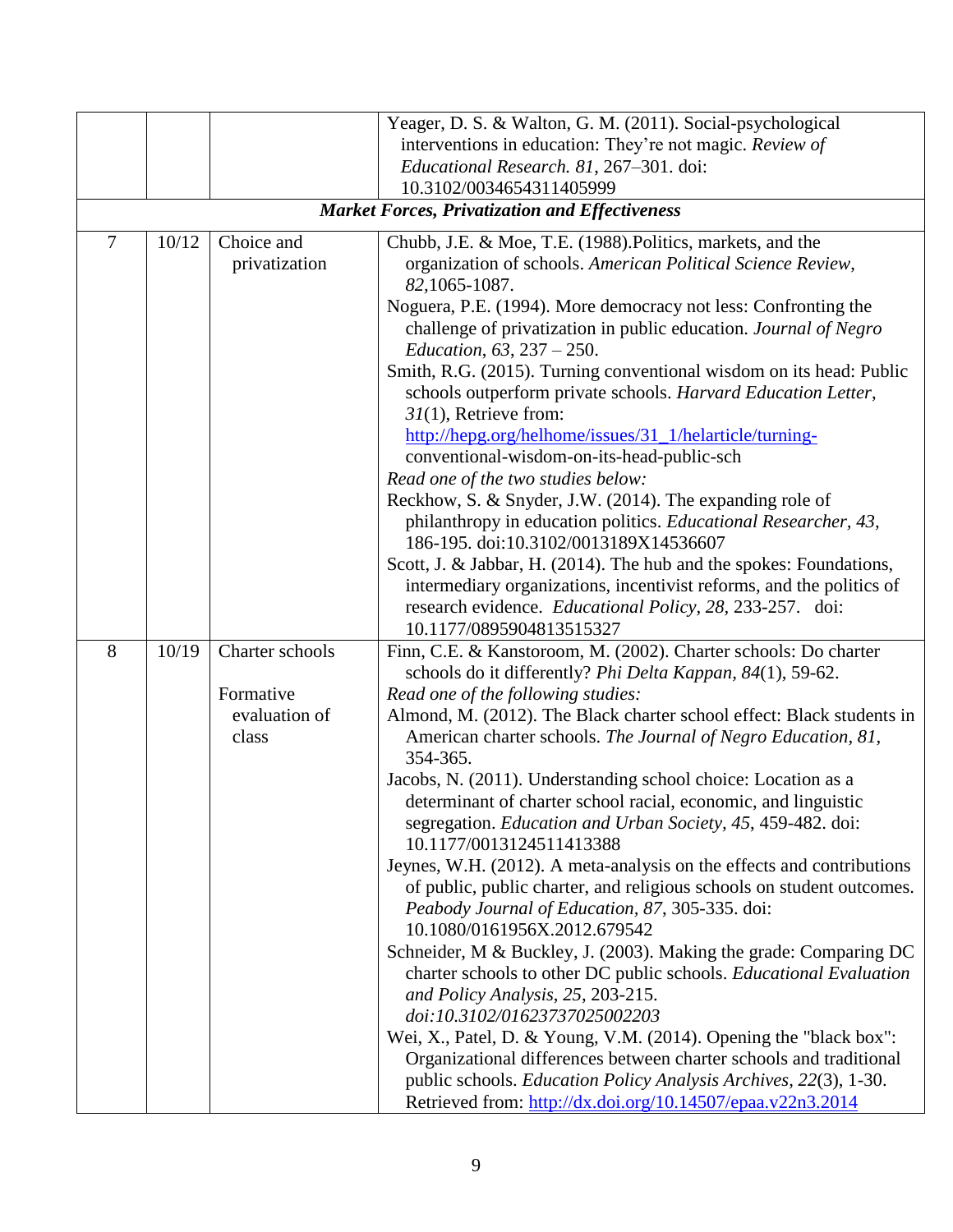| | | | |
|---|---|---|---|
| | | | Yeager, D. S. & Walton, G. M. (2011). Social-psychological interventions in education: They're not magic. *Review of Educational Research. 81*, 267–301. doi: 10.3102/0034654311405999 |
| ***Market Forces, Privatization and Effectiveness*** | | | |
| 7 | 10/12 | Choice and privatization | Chubb, J.E. & Moe, T.E. (1988).Politics, markets, and the organization of schools. *American Political Science Review, 82*,1065-1087.<br>Noguera, P.E. (1994). More democracy not less: Confronting the challenge of privatization in public education. *Journal of Negro Education, 63*, 237 – 250.<br>Smith, R.G. (2015). Turning conventional wisdom on its head: Public schools outperform private schools. *Harvard Education Letter, 31*(1), Retrieve from: [http://hepg.org/helhome/issues/31_1/helarticle/turning-](http://hepg.org/helhome/issues/31_1/helarticle/turning-)conventional-wisdom-on-its-head-public-sch<br>*Read one of the two studies below:*<br>Reckhow, S. & Snyder, J.W. (2014). The expanding role of philanthropy in education politics. *Educational Researcher, 43*, 186-195. doi:10.3102/0013189X14536607<br>Scott, J. & Jabbar, H. (2014). The hub and the spokes: Foundations, intermediary organizations, incentivist reforms, and the politics of research evidence. *Educational Policy, 28*, 233-257. doi: 10.1177/0895904813515327 |
| 8 | 10/19 | Charter schools<br><br>Formative evaluation of class | Finn, C.E. & Kanstoroom, M. (2002). Charter schools: Do charter schools do it differently? *Phi Delta Kappan, 84*(1), 59-62.<br>*Read one of the following studies:*<br>Almond, M. (2012). The Black charter school effect: Black students in American charter schools. *The Journal of Negro Education, 81*, 354-365.<br>Jacobs, N. (2011). Understanding school choice: Location as a determinant of charter school racial, economic, and linguistic segregation. *Education and Urban Society, 45*, 459-482. doi: 10.1177/0013124511413388<br>Jeynes, W.H. (2012). A meta-analysis on the effects and contributions of public, public charter, and religious schools on student outcomes. *Peabody Journal of Education, 87*, 305-335. doi: 10.1080/0161956X.2012.679542<br>Schneider, M & Buckley, J. (2003). Making the grade: Comparing DC charter schools to other DC public schools. *Educational Evaluation and Policy Analysis, 25*, 203-215. *doi:10.3102/01623737025002203*<br>Wei, X., Patel, D. & Young, V.M. (2014). Opening the "black box": Organizational differences between charter schools and traditional public schools. *Education Policy Analysis Archives, 22*(3), 1-30. Retrieved from: [http://dx.doi.org/10.14507/epaa.v22n3.2014](http://dx.doi.org/10.14507/epaa.v22n3.2014) |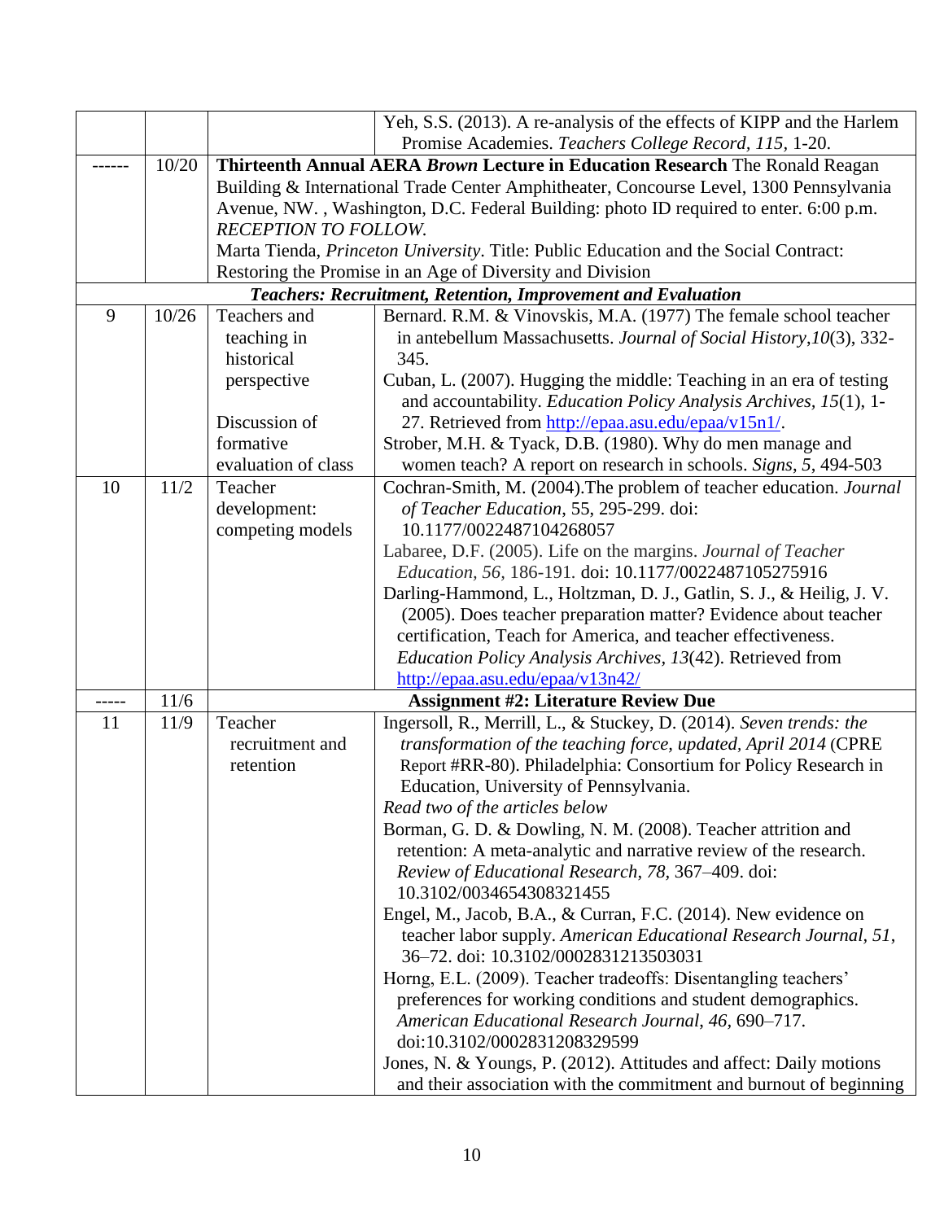| | | | |
|---|---|---|---|
| | | | Yeh, S.S. (2013). A re-analysis of the effects of KIPP and the Harlem Promise Academies. *Teachers College Record, 115*, 1-20. |
| ------ | 10/20 | **Thirteenth Annual AERA *Brown* Lecture in Education Research** The Ronald Reagan Building & International Trade Center Amphitheater, Concourse Level, 1300 Pennsylvania Avenue, NW. , Washington, D.C. Federal Building: photo ID required to enter. 6:00 p.m. *RECEPTION TO FOLLOW.* Marta Tienda, *Princeton University*. Title: Public Education and the Social Contract: Restoring the Promise in an Age of Diversity and Division | |
| | | ***Teachers: Recruitment, Retention, Improvement and Evaluation*** | |
| 9 | 10/26 | Teachers and teaching in historical perspective<br><br>Discussion of formative evaluation of class | Bernard. R.M. & Vinovskis, M.A. (1977) The female school teacher in antebellum Massachusetts. *Journal of Social History,10*(3), 332-345.<br>Cuban, L. (2007). Hugging the middle: Teaching in an era of testing and accountability. *Education Policy Analysis Archives, 15*(1), 1-27. Retrieved from http://epaa.asu.edu/epaa/v15n1/.<br>Strober, M.H. & Tyack, D.B. (1980). Why do men manage and women teach? A report on research in schools. *Signs, 5*, 494-503 |
| 10 | 11/2 | Teacher development: competing models | Cochran-Smith, M. (2004).The problem of teacher education. *Journal of Teacher Education*, 55, 295-299. doi: 10.1177/0022487104268057<br>Labaree, D.F. (2005). Life on the margins. *Journal of Teacher Education, 56*, 186-191. doi: 10.1177/0022487105275916<br>Darling-Hammond, L., Holtzman, D. J., Gatlin, S. J., & Heilig, J. V. (2005). Does teacher preparation matter? Evidence about teacher certification, Teach for America, and teacher effectiveness. *Education Policy Analysis Archives, 13*(42). Retrieved from http://epaa.asu.edu/epaa/v13n42/ |
| ----- | 11/6 | **Assignment #2: Literature Review Due** | |
| 11 | 11/9 | Teacher recruitment and retention | Ingersoll, R., Merrill, L., & Stuckey, D. (2014). *Seven trends: the transformation of the teaching force, updated, April 2014* (CPRE Report #RR-80). Philadelphia: Consortium for Policy Research in Education, University of Pennsylvania.<br>*Read two of the articles below*<br>Borman, G. D. & Dowling, N. M. (2008). Teacher attrition and retention: A meta-analytic and narrative review of the research. *Review of Educational Research, 78,* 367–409. doi: 10.3102/0034654308321455<br>Engel, M., Jacob, B.A., & Curran, F.C. (2014). New evidence on teacher labor supply. *American Educational Research Journal, 51*, 36–72. doi: 10.3102/0002831213503031<br>Horng, E.L. (2009). Teacher tradeoffs: Disentangling teachers' preferences for working conditions and student demographics. *American Educational Research Journal*, *46*, 690–717. doi:10.3102/0002831208329599<br>Jones, N. & Youngs, P. (2012). Attitudes and affect: Daily motions and their association with the commitment and burnout of beginning |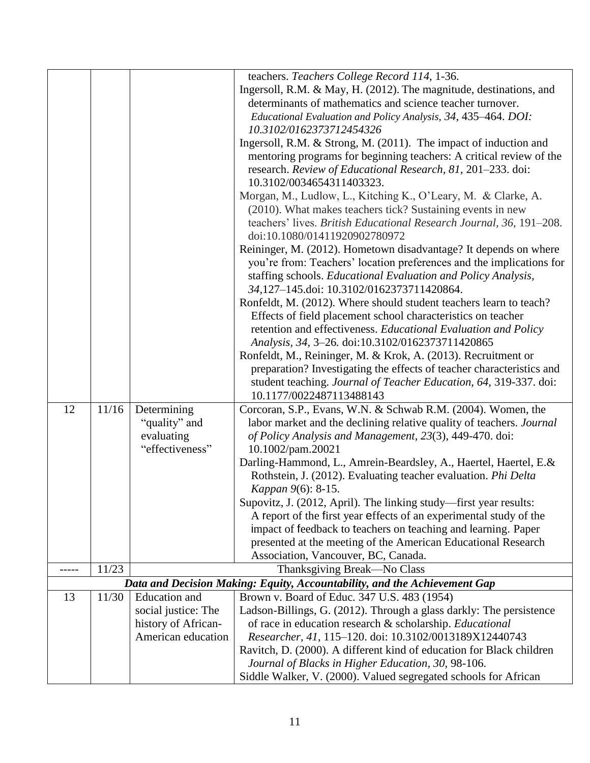| | | | |
|---|---|---|---|
| | | | teachers. *Teachers College Record 114*, 1-36.<br>Ingersoll, R.M. & May, H. (2012). The magnitude, destinations, and determinants of mathematics and science teacher turnover. *Educational Evaluation and Policy Analysis, 34*, 435–464. *DOI: 10.3102/0162373712454326*<br>Ingersoll, R.M. & Strong, M. (2011). The impact of induction and mentoring programs for beginning teachers: A critical review of the research. *Review of Educational Research, 81*, 201–233. doi: 10.3102/0034654311403323.<br>Morgan, M., Ludlow, L., Kitching K., O'Leary, M. & Clarke, A. (2010). What makes teachers tick? Sustaining events in new teachers' lives. *British Educational Research Journal, 36*, 191–208. doi:10.1080/01411920902780972<br>Reininger, M. (2012). Hometown disadvantage? It depends on where you're from: Teachers' location preferences and the implications for staffing schools. *Educational Evaluation and Policy Analysis, 34*,127–145.doi: 10.3102/0162373711420864.<br>Ronfeldt, M. (2012). Where should student teachers learn to teach? Effects of field placement school characteristics on teacher retention and effectiveness. *Educational Evaluation and Policy Analysis, 34*, 3–26. doi:10.3102/0162373711420865<br>Ronfeldt, M., Reininger, M. & Krok, A. (2013). Recruitment or preparation? Investigating the effects of teacher characteristics and student teaching. *Journal of Teacher Education, 64*, 319-337. doi: 10.1177/0022487113488143 |
| 12 | 11/16 | Determining "quality" and evaluating "effectiveness" | Corcoran, S.P., Evans, W.N. & Schwab R.M. (2004). Women, the labor market and the declining relative quality of teachers. *Journal of Policy Analysis and Management*, *23*(3), 449-470. doi: 10.1002/pam.20021<br>Darling-Hammond, L., Amrein-Beardsley, A., Haertel, Haertel, E.& Rothstein, J. (2012). Evaluating teacher evaluation. *Phi Delta Kappan 9*(6): 8-15.<br>Supovitz, J. (2012, April). The linking study—first year results: A report of the first year effects of an experimental study of the impact of feedback to teachers on teaching and learning. Paper presented at the meeting of the American Educational Research Association, Vancouver, BC, Canada. |
| ----- | 11/23 | Thanksgiving Break—No Class | |
| ***Data and Decision Making: Equity, Accountability, and the Achievement Gap*** | | | |
| 13 | 11/30 | Education and social justice: The history of African-American education | Brown v. Board of Educ. 347 U.S. 483 (1954)<br>Ladson-Billings, G. (2012). Through a glass darkly: The persistence of race in education research & scholarship. *Educational Researcher*, *41*, 115–120. doi: 10.3102/0013189X12440743<br>Ravitch, D. (2000). A different kind of education for Black children *Journal of Blacks in Higher Education, 30*, 98-106.<br>Siddle Walker, V. (2000). Valued segregated schools for African |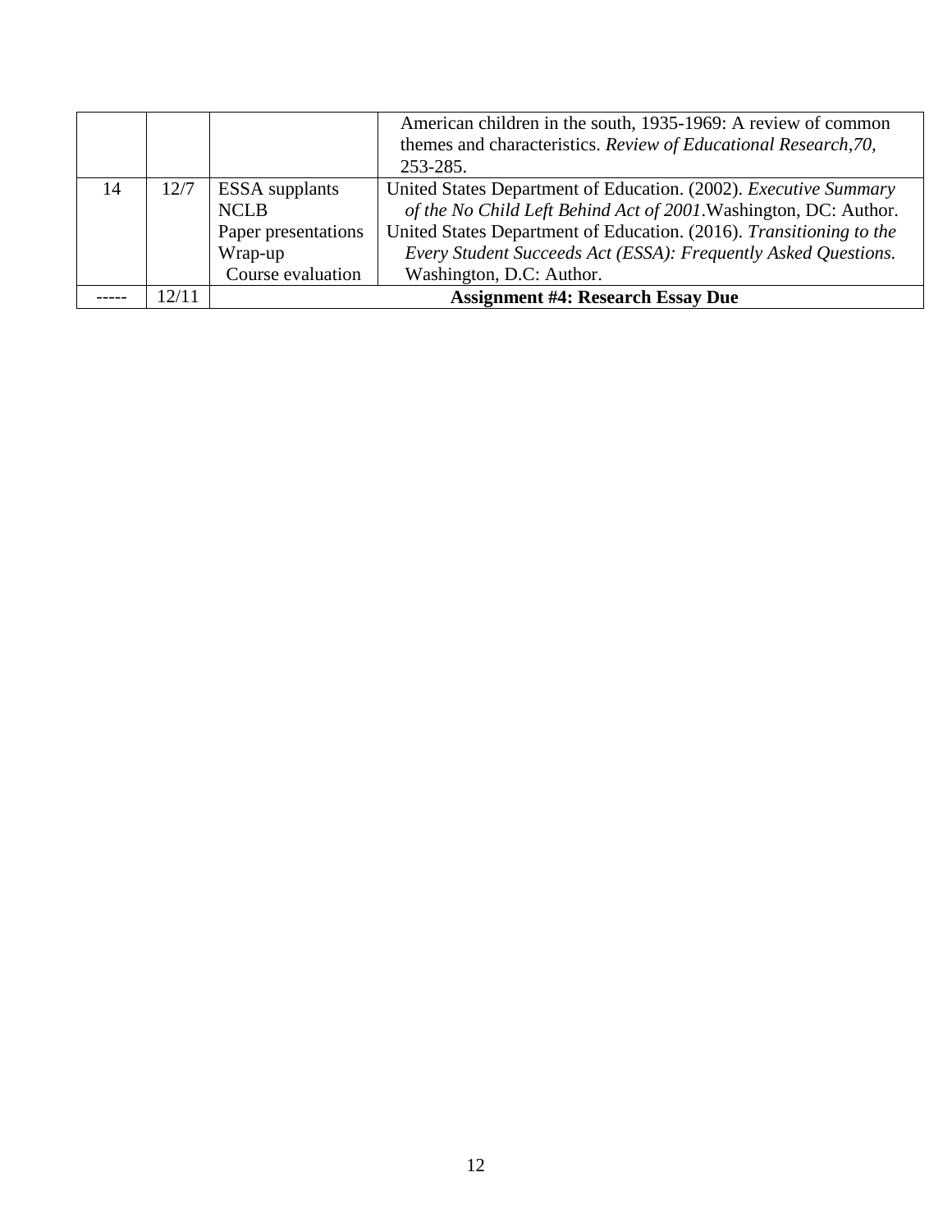| | | | |
|---|---|---|---|
| | | | American children in the south, 1935-1969: A review of common themes and characteristics. *Review of Educational Research,70,* 253-285. |
| 14 | 12/7 | ESSA supplants NCLB<br>Paper presentations<br>Wrap-up<br>Course evaluation | United States Department of Education. (2002). *Executive Summary of the No Child Left Behind Act of 2001*.Washington, DC: Author.<br>United States Department of Education. (2016). *Transitioning to the Every Student Succeeds Act (ESSA): Frequently Asked Questions.* Washington, D.C: Author. |
| ----- | 12/11 | **Assignment #4: Research Essay Due** | |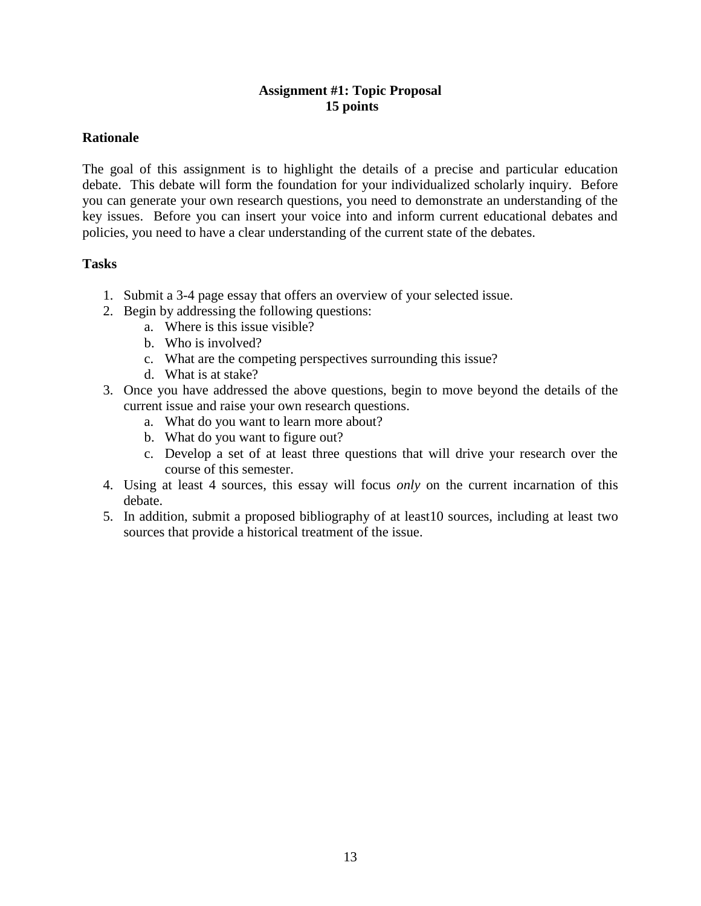# Assignment #1: Topic Proposal
## 15 points

### Rationale

The goal of this assignment is to highlight the details of a precise and particular education debate. This debate will form the foundation for your individualized scholarly inquiry. Before you can generate your own research questions, you need to demonstrate an understanding of the key issues. Before you can insert your voice into and inform current educational debates and policies, you need to have a clear understanding of the current state of the debates.

### Tasks

1. Submit a 3-4 page essay that offers an overview of your selected issue.
2. Begin by addressing the following questions:
   a. Where is this issue visible?
   b. Who is involved?
   c. What are the competing perspectives surrounding this issue?
   d. What is at stake?
3. Once you have addressed the above questions, begin to move beyond the details of the current issue and raise your own research questions.
   a. What do you want to learn more about?
   b. What do you want to figure out?
   c. Develop a set of at least three questions that will drive your research over the course of this semester.
4. Using at least 4 sources, this essay will focus *only* on the current incarnation of this debate.
5. In addition, submit a proposed bibliography of at least10 sources, including at least two sources that provide a historical treatment of the issue.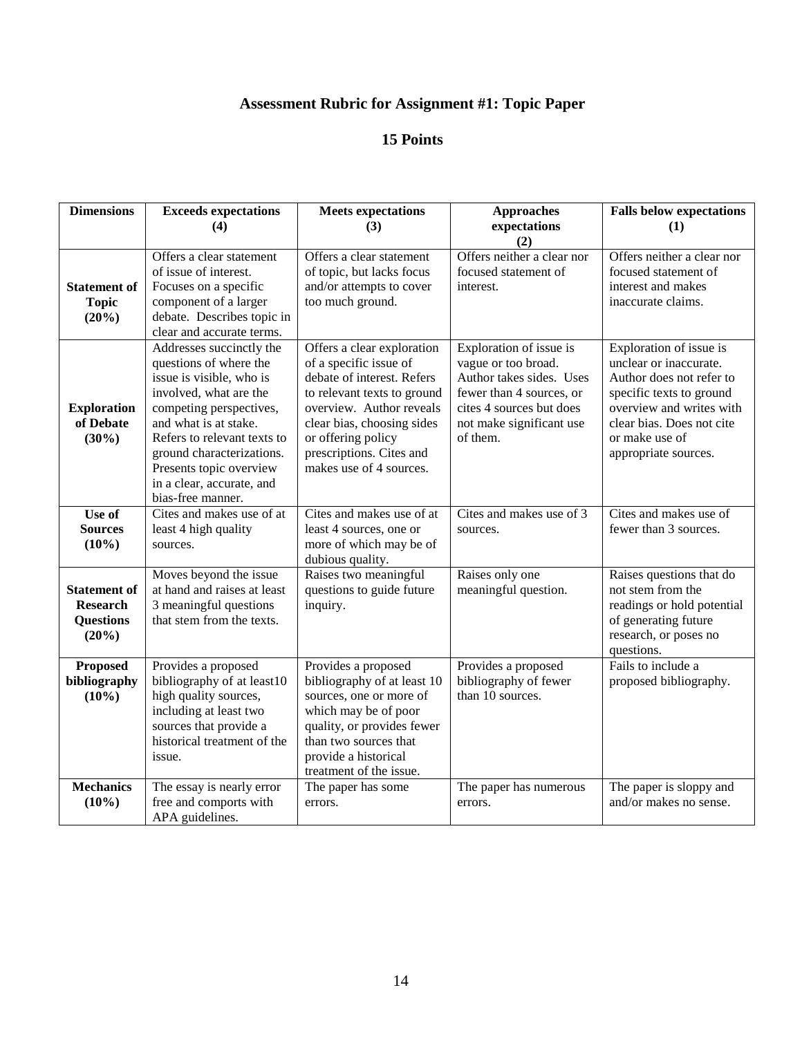## Assessment Rubric for Assignment #1: Topic Paper

## 15 Points

| Dimensions | Exceeds expectations (4) | Meets expectations (3) | Approaches expectations (2) | Falls below expectations (1) |
|---|---|---|---|---|
| **Statement of Topic (20%)** | Offers a clear statement of issue of interest. Focuses on a specific component of a larger debate. Describes topic in clear and accurate terms. | Offers a clear statement of topic, but lacks focus and/or attempts to cover too much ground. | Offers neither a clear nor focused statement of interest. | Offers neither a clear nor focused statement of interest and makes inaccurate claims. |
| **Exploration of Debate (30%)** | Addresses succinctly the questions of where the issue is visible, who is involved, what are the competing perspectives, and what is at stake. Refers to relevant texts to ground characterizations. Presents topic overview in a clear, accurate, and bias-free manner. | Offers a clear exploration of a specific issue of debate of interest. Refers to relevant texts to ground overview. Author reveals clear bias, choosing sides or offering policy prescriptions. Cites and makes use of 4 sources. | Exploration of issue is vague or too broad. Author takes sides. Uses fewer than 4 sources, or cites 4 sources but does not make significant use of them. | Exploration of issue is unclear or inaccurate. Author does not refer to specific texts to ground overview and writes with clear bias. Does not cite or make use of appropriate sources. |
| **Use of Sources (10%)** | Cites and makes use of at least 4 high quality sources. | Cites and makes use of at least 4 sources, one or more of which may be of dubious quality. | Cites and makes use of 3 sources. | Cites and makes use of fewer than 3 sources. |
| **Statement of Research Questions (20%)** | Moves beyond the issue at hand and raises at least 3 meaningful questions that stem from the texts. | Raises two meaningful questions to guide future inquiry. | Raises only one meaningful question. | Raises questions that do not stem from the readings or hold potential of generating future research, or poses no questions. |
| **Proposed bibliography (10%)** | Provides a proposed bibliography of at least10 high quality sources, including at least two sources that provide a historical treatment of the issue. | Provides a proposed bibliography of at least 10 sources, one or more of which may be of poor quality, or provides fewer than two sources that provide a historical treatment of the issue. | Provides a proposed bibliography of fewer than 10 sources. | Fails to include a proposed bibliography. |
| **Mechanics (10%)** | The essay is nearly error free and comports with APA guidelines. | The paper has some errors. | The paper has numerous errors. | The paper is sloppy and and/or makes no sense. |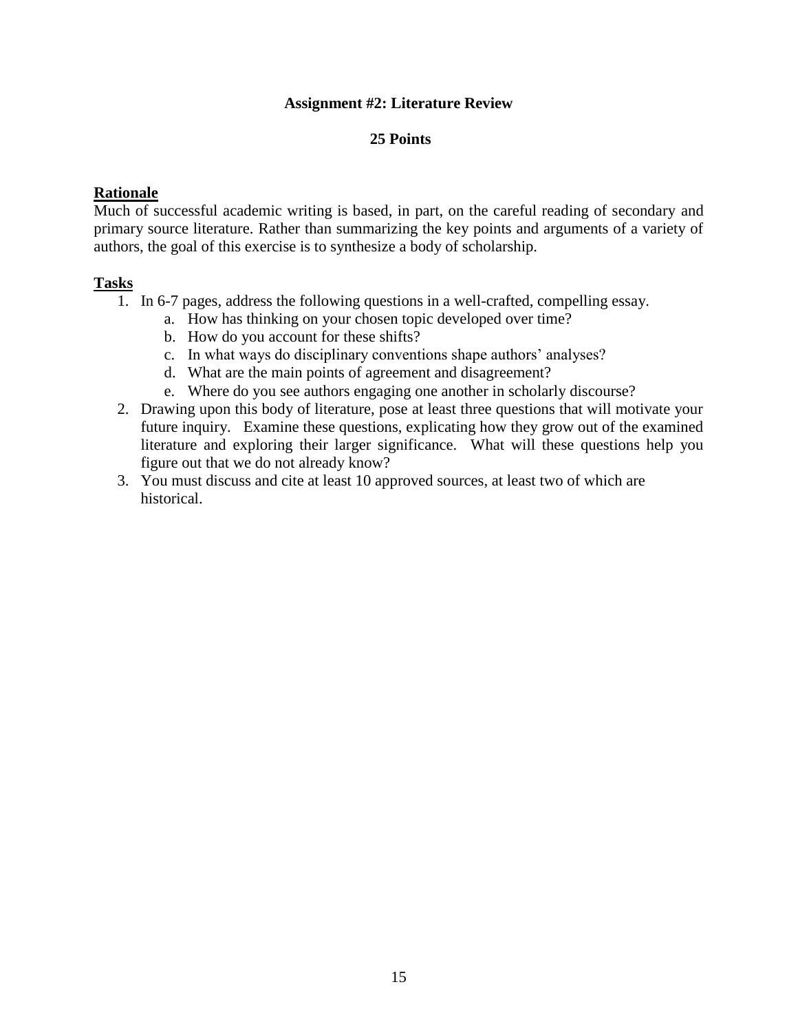## Assignment #2: Literature Review

**25 Points**

**Rationale**

Much of successful academic writing is based, in part, on the careful reading of secondary and primary source literature. Rather than summarizing the key points and arguments of a variety of authors, the goal of this exercise is to synthesize a body of scholarship.

**Tasks**

1. In 6-7 pages, address the following questions in a well-crafted, compelling essay.
    a. How has thinking on your chosen topic developed over time?
    b. How do you account for these shifts?
    c. In what ways do disciplinary conventions shape authors' analyses?
    d. What are the main points of agreement and disagreement?
    e. Where do you see authors engaging one another in scholarly discourse?
2. Drawing upon this body of literature, pose at least three questions that will motivate your future inquiry. Examine these questions, explicating how they grow out of the examined literature and exploring their larger significance. What will these questions help you figure out that we do not already know?
3. You must discuss and cite at least 10 approved sources, at least two of which are historical.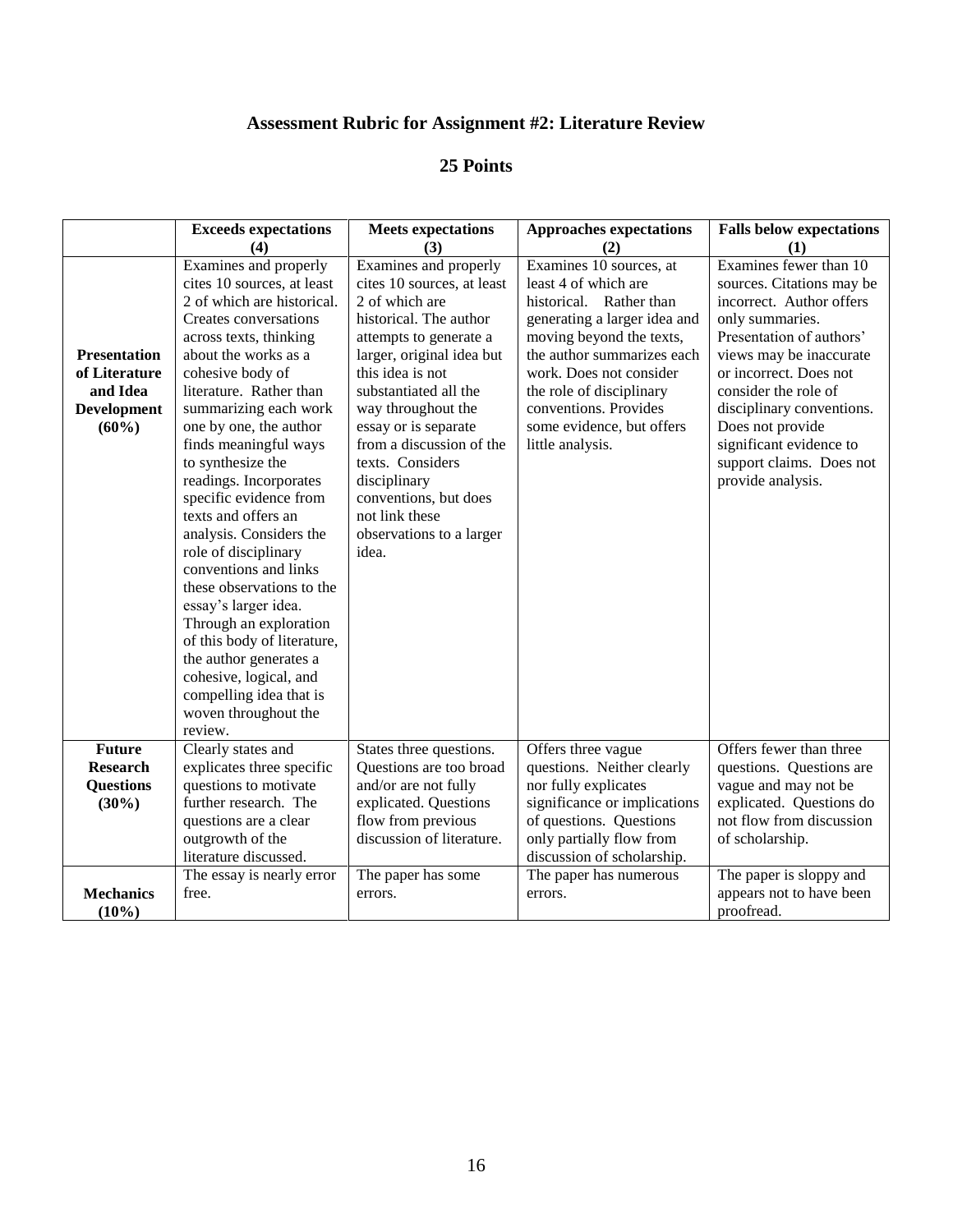# Assessment Rubric for Assignment #2: Literature Review

## 25 Points

| | Exceeds expectations (4) | Meets expectations (3) | Approaches expectations (2) | Falls below expectations (1) |
|---|---|---|---|---|
| **Presentation of Literature and Idea Development (60%)** | Examines and properly cites 10 sources, at least 2 of which are historical. Creates conversations across texts, thinking about the works as a cohesive body of literature. Rather than summarizing each work one by one, the author finds meaningful ways to synthesize the readings. Incorporates specific evidence from texts and offers an analysis. Considers the role of disciplinary conventions and links these observations to the essay's larger idea. Through an exploration of this body of literature, the author generates a cohesive, logical, and compelling idea that is woven throughout the review. | Examines and properly cites 10 sources, at least 2 of which are historical. The author attempts to generate a larger, original idea but this idea is not substantiated all the way throughout the essay or is separate from a discussion of the texts. Considers disciplinary conventions, but does not link these observations to a larger idea. | Examines 10 sources, at least 4 of which are historical. Rather than generating a larger idea and moving beyond the texts, the author summarizes each work. Does not consider the role of disciplinary conventions. Provides some evidence, but offers little analysis. | Examines fewer than 10 sources. Citations may be incorrect. Author offers only summaries. Presentation of authors' views may be inaccurate or incorrect. Does not consider the role of disciplinary conventions. Does not provide significant evidence to support claims. Does not provide analysis. |
| **Future Research Questions (30%)** | Clearly states and explicates three specific questions to motivate further research. The questions are a clear outgrowth of the literature discussed. | States three questions. Questions are too broad and/or are not fully explicated. Questions flow from previous discussion of literature. | Offers three vague questions. Neither clearly nor fully explicates significance or implications of questions. Questions only partially flow from discussion of scholarship. | Offers fewer than three questions. Questions are vague and may not be explicated. Questions do not flow from discussion of scholarship. |
| **Mechanics (10%)** | The essay is nearly error free. | The paper has some errors. | The paper has numerous errors. | The paper is sloppy and appears not to have been proofread. |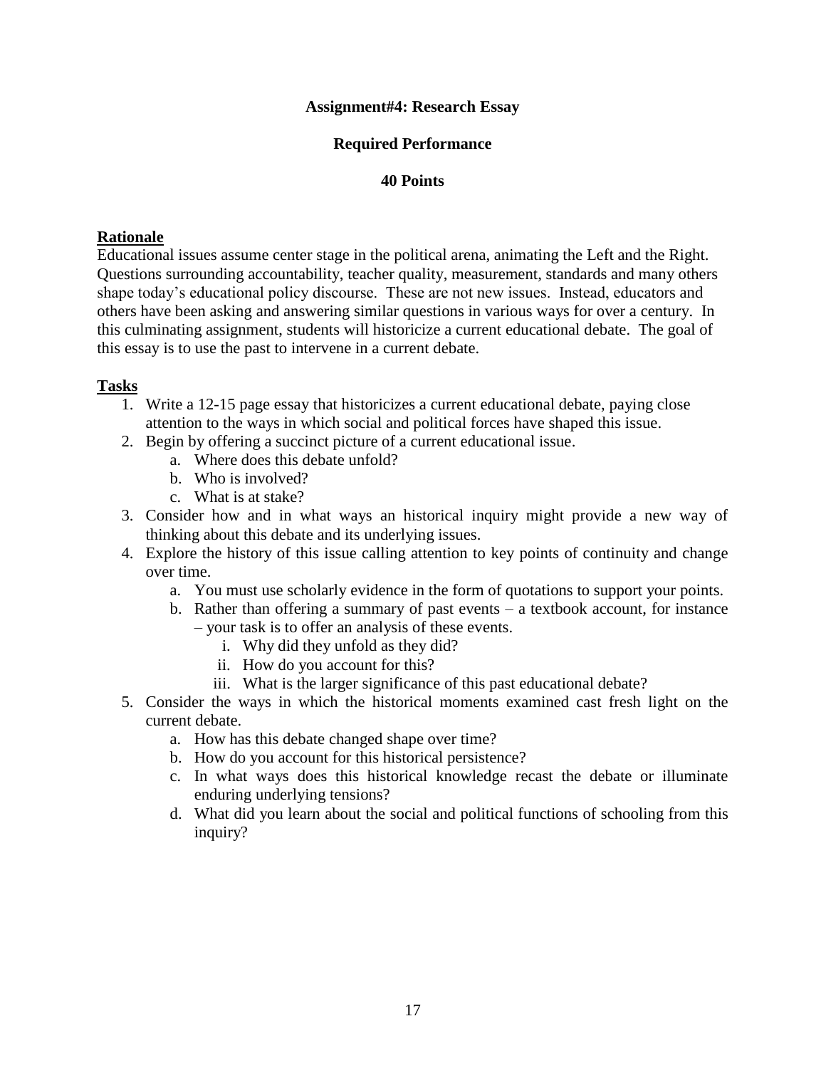## Assignment#4: Research Essay

### Required Performance

### 40 Points

**Rationale**

Educational issues assume center stage in the political arena, animating the Left and the Right. Questions surrounding accountability, teacher quality, measurement, standards and many others shape today's educational policy discourse. These are not new issues. Instead, educators and others have been asking and answering similar questions in various ways for over a century. In this culminating assignment, students will historicize a current educational debate. The goal of this essay is to use the past to intervene in a current debate.

**Tasks**

1. Write a 12-15 page essay that historicizes a current educational debate, paying close attention to the ways in which social and political forces have shaped this issue.
2. Begin by offering a succinct picture of a current educational issue.
   a. Where does this debate unfold?
   b. Who is involved?
   c. What is at stake?
3. Consider how and in what ways an historical inquiry might provide a new way of thinking about this debate and its underlying issues.
4. Explore the history of this issue calling attention to key points of continuity and change over time.
   a. You must use scholarly evidence in the form of quotations to support your points.
   b. Rather than offering a summary of past events – a textbook account, for instance – your task is to offer an analysis of these events.
      i. Why did they unfold as they did?
      ii. How do you account for this?
      iii. What is the larger significance of this past educational debate?
5. Consider the ways in which the historical moments examined cast fresh light on the current debate.
   a. How has this debate changed shape over time?
   b. How do you account for this historical persistence?
   c. In what ways does this historical knowledge recast the debate or illuminate enduring underlying tensions?
   d. What did you learn about the social and political functions of schooling from this inquiry?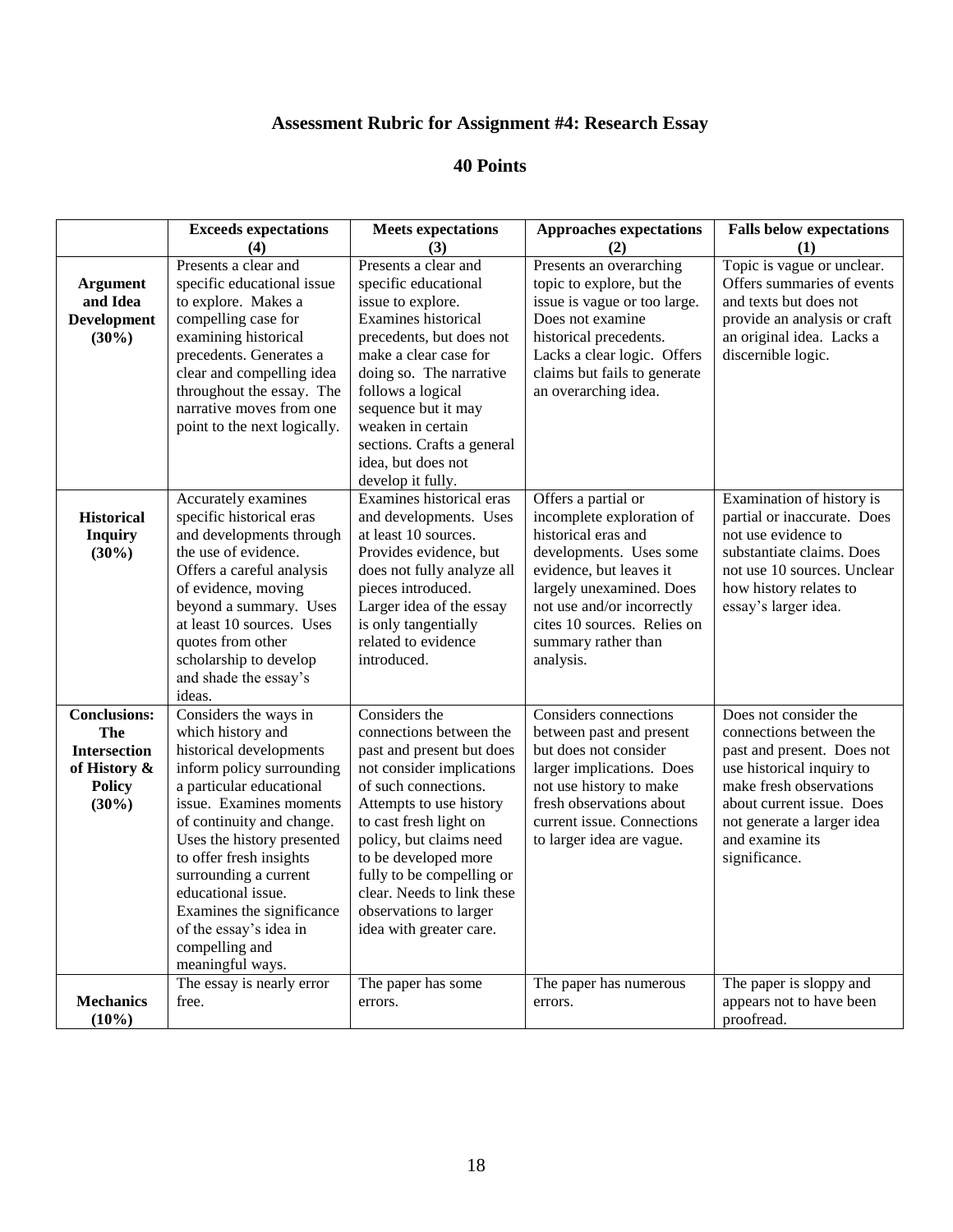# Assessment Rubric for Assignment #4: Research Essay

## 40 Points

| | Exceeds expectations (4) | Meets expectations (3) | Approaches expectations (2) | Falls below expectations (1) |
|---|---|---|---|---|
| **Argument and Idea Development (30%)** | Presents a clear and specific educational issue to explore. Makes a compelling case for examining historical precedents. Generates a clear and compelling idea throughout the essay. The narrative moves from one point to the next logically. | Presents a clear and specific educational issue to explore. Examines historical precedents, but does not make a clear case for doing so. The narrative follows a logical sequence but it may weaken in certain sections. Crafts a general idea, but does not develop it fully. | Presents an overarching topic to explore, but the issue is vague or too large. Does not examine historical precedents. Lacks a clear logic. Offers claims but fails to generate an overarching idea. | Topic is vague or unclear. Offers summaries of events and texts but does not provide an analysis or craft an original idea. Lacks a discernible logic. |
| **Historical Inquiry (30%)** | Accurately examines specific historical eras and developments through the use of evidence. Offers a careful analysis of evidence, moving beyond a summary. Uses at least 10 sources. Uses quotes from other scholarship to develop and shade the essay's ideas. | Examines historical eras and developments. Uses at least 10 sources. Provides evidence, but does not fully analyze all pieces introduced. Larger idea of the essay is only tangentially related to evidence introduced. | Offers a partial or incomplete exploration of historical eras and developments. Uses some evidence, but leaves it largely unexamined. Does not use and/or incorrectly cites 10 sources. Relies on summary rather than analysis. | Examination of history is partial or inaccurate. Does not use evidence to substantiate claims. Does not use 10 sources. Unclear how history relates to essay's larger idea. |
| **Conclusions: The Intersection of History & Policy (30%)** | Considers the ways in which history and historical developments inform policy surrounding a particular educational issue. Examines moments of continuity and change. Uses the history presented to offer fresh insights surrounding a current educational issue. Examines the significance of the essay's idea in compelling and meaningful ways. | Considers the connections between the past and present but does not consider implications of such connections. Attempts to use history to cast fresh light on policy, but claims need to be developed more fully to be compelling or clear. Needs to link these observations to larger idea with greater care. | Considers connections between past and present but does not consider larger implications. Does not use history to make fresh observations about current issue. Connections to larger idea are vague. | Does not consider the connections between the past and present. Does not use historical inquiry to make fresh observations about current issue. Does not generate a larger idea and examine its significance. |
| **Mechanics (10%)** | The essay is nearly error free. | The paper has some errors. | The paper has numerous errors. | The paper is sloppy and appears not to have been proofread. |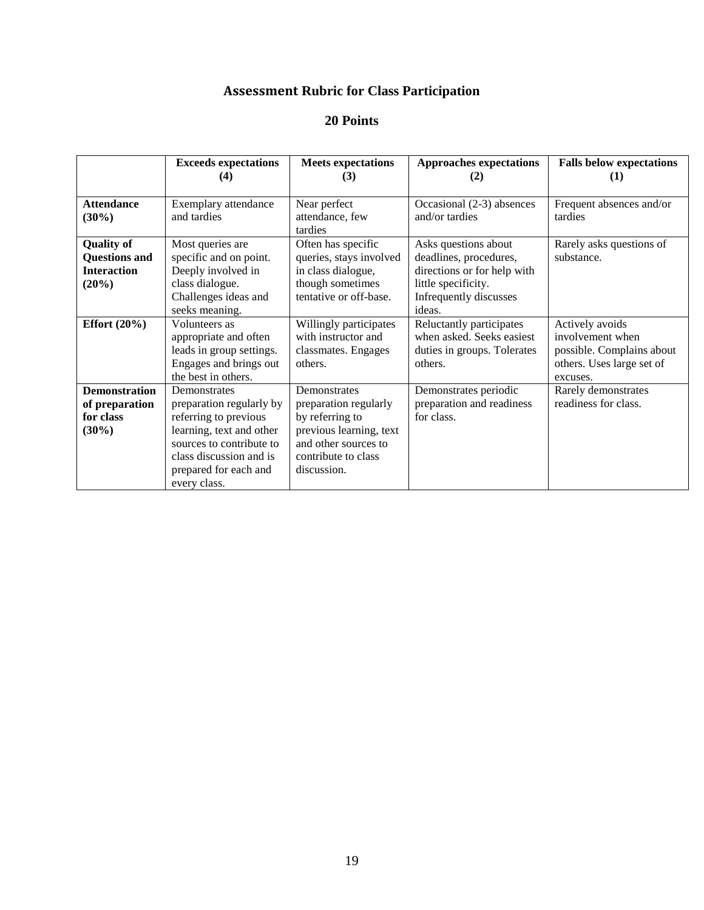# Assessment Rubric for Class Participation

## 20 Points

| | Exceeds expectations (4) | Meets expectations (3) | Approaches expectations (2) | Falls below expectations (1) |
|---|---|---|---|---|
| **Attendance (30%)** | Exemplary attendance and tardies | Near perfect attendance, few tardies | Occasional (2-3) absences and/or tardies | Frequent absences and/or tardies |
| **Quality of Questions and Interaction (20%)** | Most queries are specific and on point. Deeply involved in class dialogue. Challenges ideas and seeks meaning. | Often has specific queries, stays involved in class dialogue, though sometimes tentative or off-base. | Asks questions about deadlines, procedures, directions or for help with little specificity. Infrequently discusses ideas. | Rarely asks questions of substance. |
| **Effort (20%)** | Volunteers as appropriate and often leads in group settings. Engages and brings out the best in others. | Willingly participates with instructor and classmates. Engages others. | Reluctantly participates when asked. Seeks easiest duties in groups. Tolerates others. | Actively avoids involvement when possible. Complains about others. Uses large set of excuses. |
| **Demonstration of preparation for class (30%)** | Demonstrates preparation regularly by referring to previous learning, text and other sources to contribute to class discussion and is prepared for each and every class. | Demonstrates preparation regularly by referring to previous learning, text and other sources to contribute to class discussion. | Demonstrates periodic preparation and readiness for class. | Rarely demonstrates readiness for class. |